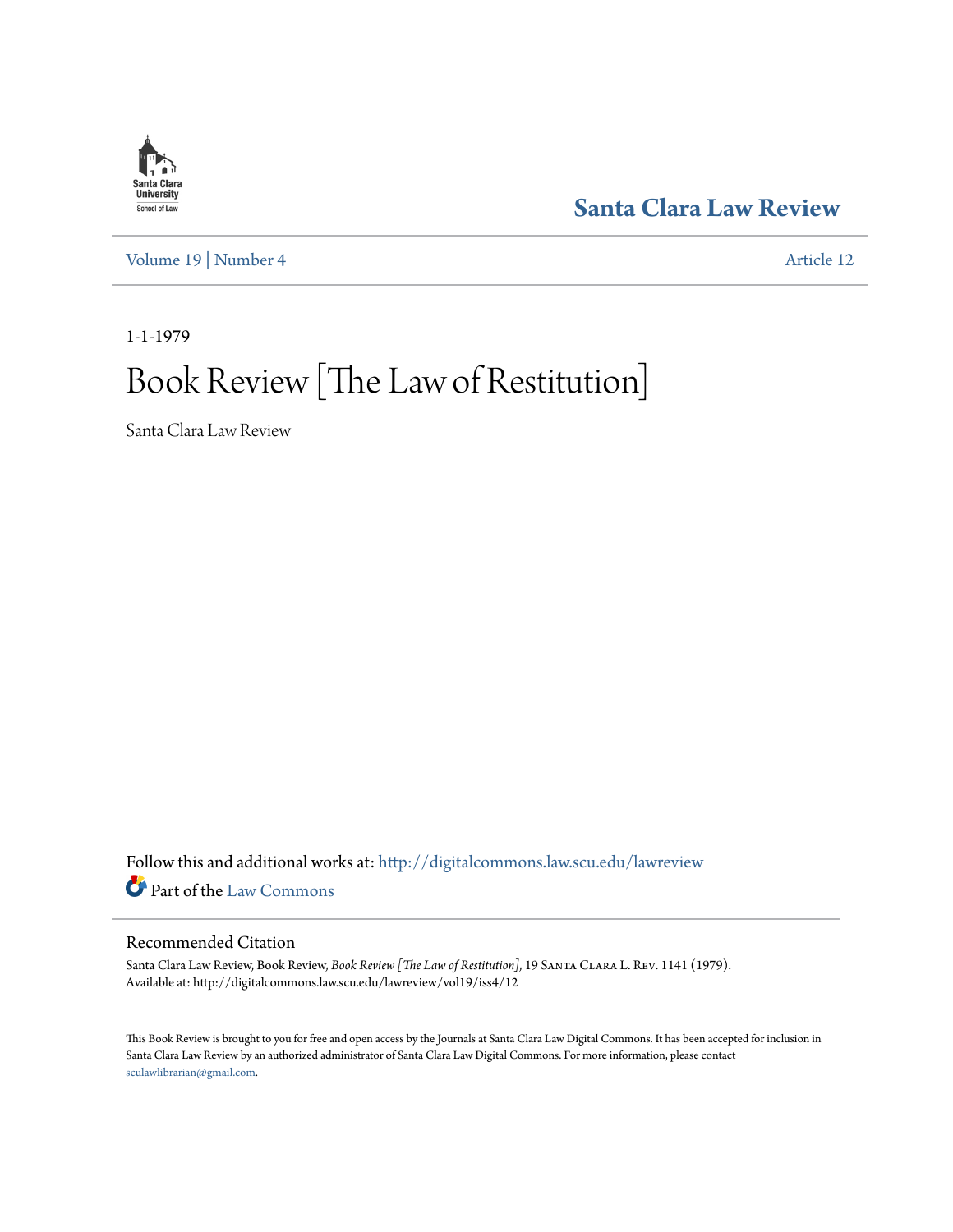Santa Clara Law Review

Volume 19 | Number 4

Article 12

1-1-1979

# Book Review [The Law of Restitution]

Santa Clara Law Review

Follow this and additional works at: http://digitalcommons.law.scu.edu/lawreview

Part of the Law Commons

## Recommended Citation

Santa Clara Law Review, Book Review, *Book Review [The Law of Restitution]*, 19 Santa Clara L. Rev. 1141 (1979).
Available at: http://digitalcommons.law.scu.edu/lawreview/vol19/iss4/12

This Book Review is brought to you for free and open access by the Journals at Santa Clara Law Digital Commons. It has been accepted for inclusion in Santa Clara Law Review by an authorized administrator of Santa Clara Law Digital Commons. For more information, please contact sculawlibrarian@gmail.com.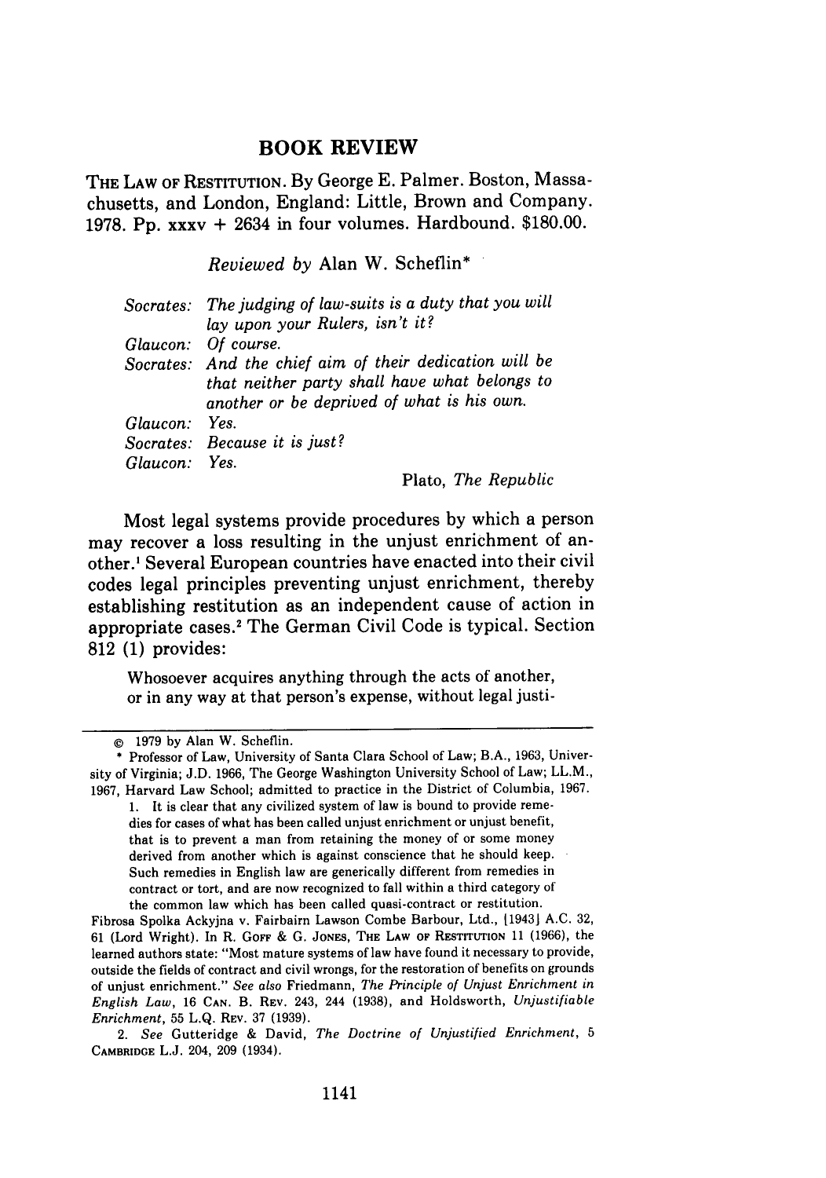# BOOK REVIEW

THE LAW OF RESTITUTION. By George E. Palmer. Boston, Massachusetts, and London, England: Little, Brown and Company. 1978. Pp. xxxv + 2634 in four volumes. Hardbound. $180.00.

*Reviewed by* Alan W. Scheflin*

*Socrates:* *The judging of law-suits is a duty that you will lay upon your Rulers, isn't it?*
*Glaucon:* *Of course.*
*Socrates:* *And the chief aim of their dedication will be that neither party shall have what belongs to another or be deprived of what is his own.*
*Glaucon:* *Yes.*
*Socrates:* *Because it is just?*
*Glaucon:* *Yes.*

Plato, *The Republic*

Most legal systems provide procedures by which a person may recover a loss resulting in the unjust enrichment of another.[1] Several European countries have enacted into their civil codes legal principles preventing unjust enrichment, thereby establishing restitution as an independent cause of action in appropriate cases.[2] The German Civil Code is typical. Section 812 (1) provides:

> Whosoever acquires anything through the acts of another, or in any way at that person's expense, without legal justi-

---

© 1979 by Alan W. Scheflin.

\* Professor of Law, University of Santa Clara School of Law; B.A., 1963, University of Virginia; J.D. 1966, The George Washington University School of Law; LL.M., 1967, Harvard Law School; admitted to practice in the District of Columbia, 1967.

1. It is clear that any civilized system of law is bound to provide remedies for cases of what has been called unjust enrichment or unjust benefit, that is to prevent a man from retaining the money of or some money derived from another which is against conscience that he should keep. Such remedies in English law are generically different from remedies in contract or tort, and are now recognized to fall within a third category of the common law which has been called quasi-contract or restitution.

Fibrosa Spolka Ackyjna v. Fairbairn Lawson Combe Barbour, Ltd., [1943] A.C. 32, 61 (Lord Wright). In R. GOFF & G. JONES, THE LAW OF RESTITUTION 11 (1966), the learned authors state: "Most mature systems of law have found it necessary to provide, outside the fields of contract and civil wrongs, for the restoration of benefits on grounds of unjust enrichment." *See also* Friedmann, *The Principle of Unjust Enrichment in English Law*, 16 CAN. B. REV. 243, 244 (1938), and Holdsworth, *Unjustifiable Enrichment*, 55 L.Q. REV. 37 (1939).

2. *See* Gutteridge & David, *The Doctrine of Unjustified Enrichment*, 5 CAMBRIDGE L.J. 204, 209 (1934).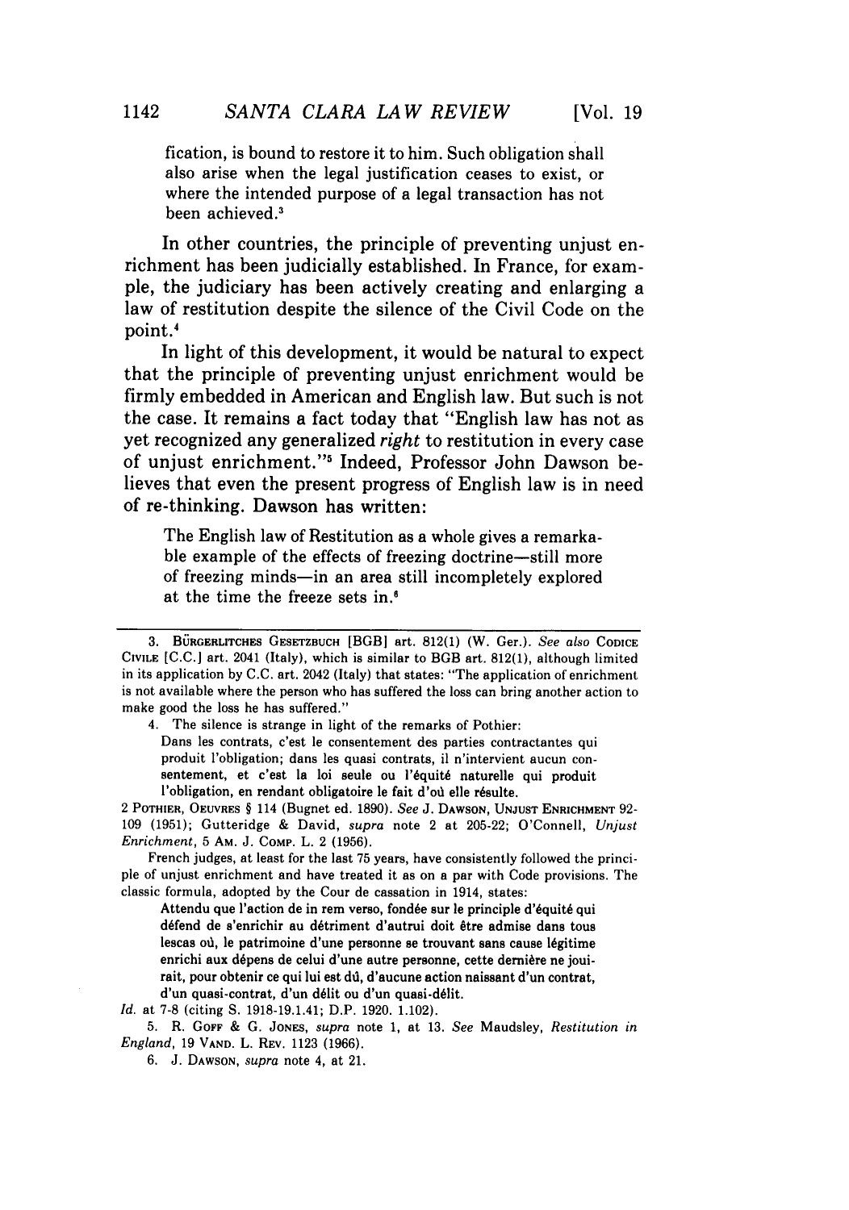fication, is bound to restore it to him. Such obligation shall also arise when the legal justification ceases to exist, or where the intended purpose of a legal transaction has not been achieved.[3]

In other countries, the principle of preventing unjust enrichment has been judicially established. In France, for example, the judiciary has been actively creating and enlarging a law of restitution despite the silence of the Civil Code on the point.[4]

In light of this development, it would be natural to expect that the principle of preventing unjust enrichment would be firmly embedded in American and English law. But such is not the case. It remains a fact today that "English law has not as yet recognized any generalized *right* to restitution in every case of unjust enrichment."[5] Indeed, Professor John Dawson believes that even the present progress of English law is in need of re-thinking. Dawson has written:

> The English law of Restitution as a whole gives a remarkable example of the effects of freezing doctrine—still more of freezing minds—in an area still incompletely explored at the time the freeze sets in.[6]

---

3. BÜRGERLITCHES GESETZBUCH [BGB] art. 812(1) (W. Ger.). *See also* CODICE CIVILE [C.C.] art. 2041 (Italy), which is similar to BGB art. 812(1), although limited in its application by C.C. art. 2042 (Italy) that states: "The application of enrichment is not available where the person who has suffered the loss can bring another action to make good the loss he has suffered."

4. The silence is strange in light of the remarks of Pothier:

> Dans les contrats, c'est le consentement des parties contractantes qui produit l'obligation; dans les quasi contrats, il n'intervient aucun consentement, et c'est la loi seule ou l'équité naturelle qui produit l'obligation, en rendant obligatoire le fait d'où elle résulte.

2 POTHIER, OEUVRES § 114 (Bugnet ed. 1890). *See* J. DAWSON, UNJUST ENRICHMENT 92-109 (1951); Gutteridge & David, *supra* note 2 at 205-22; O'Connell, *Unjust Enrichment*, 5 AM. J. COMP. L. 2 (1956).

French judges, at least for the last 75 years, have consistently followed the principle of unjust enrichment and have treated it as on a par with Code provisions. The classic formula, adopted by the Cour de cassation in 1914, states:

> Attendu que l'action de in rem verso, fondée sur le principe d'équité qui défend de s'enrichir au détriment d'autrui doit être admise dans tous lescas où, le patrimoine d'une personne se trouvant sans cause légitime enrichi aux dépens de celui d'une autre personne, cette dernière ne jouirait, pour obtenir ce qui lui est dû, d'aucune action naissant d'un contrat, d'un quasi-contrat, d'un délit ou d'un quasi-délit.

*Id.* at 7-8 (citing S. 1918-19.1.41; D.P. 1920. 1.102).

5. R. GOFF & G. JONES, *supra* note 1, at 13. *See* Maudsley, *Restitution in England*, 19 VAND. L. REV. 1123 (1966).

6. J. DAWSON, *supra* note 4, at 21.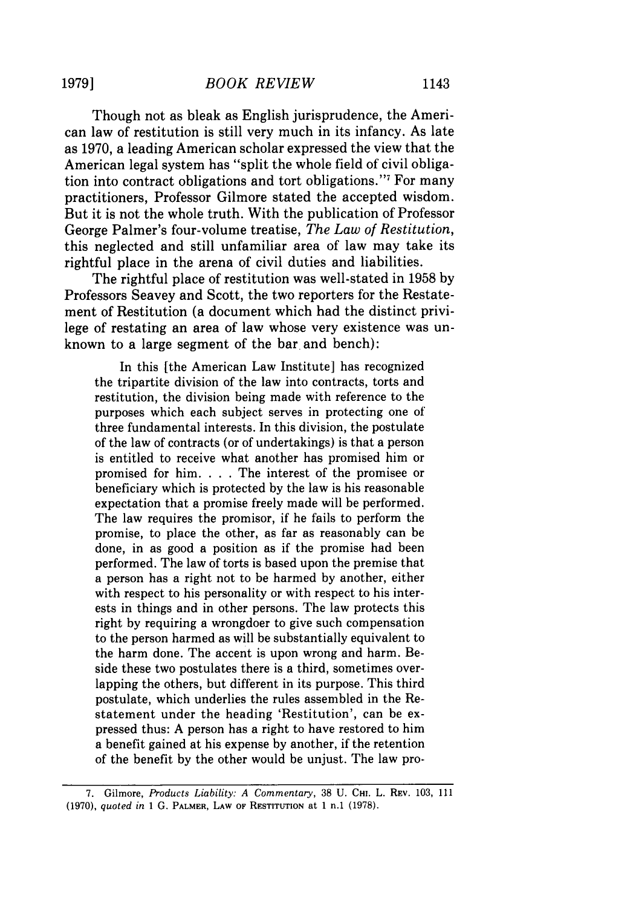Though not as bleak as English jurisprudence, the American law of restitution is still very much in its infancy. As late as 1970, a leading American scholar expressed the view that the American legal system has "split the whole field of civil obligation into contract obligations and tort obligations."[7] For many practitioners, Professor Gilmore stated the accepted wisdom. But it is not the whole truth. With the publication of Professor George Palmer's four-volume treatise, *The Law of Restitution*, this neglected and still unfamiliar area of law may take its rightful place in the arena of civil duties and liabilities.

The rightful place of restitution was well-stated in 1958 by Professors Seavey and Scott, the two reporters for the Restatement of Restitution (a document which had the distinct privilege of restating an area of law whose very existence was unknown to a large segment of the bar and bench):

> In this [the American Law Institute] has recognized the tripartite division of the law into contracts, torts and restitution, the division being made with reference to the purposes which each subject serves in protecting one of three fundamental interests. In this division, the postulate of the law of contracts (or of undertakings) is that a person is entitled to receive what another has promised him or promised for him. . . . The interest of the promisee or beneficiary which is protected by the law is his reasonable expectation that a promise freely made will be performed. The law requires the promisor, if he fails to perform the promise, to place the other, as far as reasonably can be done, in as good a position as if the promise had been performed. The law of torts is based upon the premise that a person has a right not to be harmed by another, either with respect to his personality or with respect to his interests in things and in other persons. The law protects this right by requiring a wrongdoer to give such compensation to the person harmed as will be substantially equivalent to the harm done. The accent is upon wrong and harm. Beside these two postulates there is a third, sometimes overlapping the others, but different in its purpose. This third postulate, which underlies the rules assembled in the Restatement under the heading 'Restitution', can be expressed thus: A person has a right to have restored to him a benefit gained at his expense by another, if the retention of the benefit by the other would be unjust. The law pro-

---

7. Gilmore, *Products Liability: A Commentary*, 38 U. CHI. L. REV. 103, 111 (1970), *quoted in* 1 G. PALMER, LAW OF RESTITUTION at 1 n.1 (1978).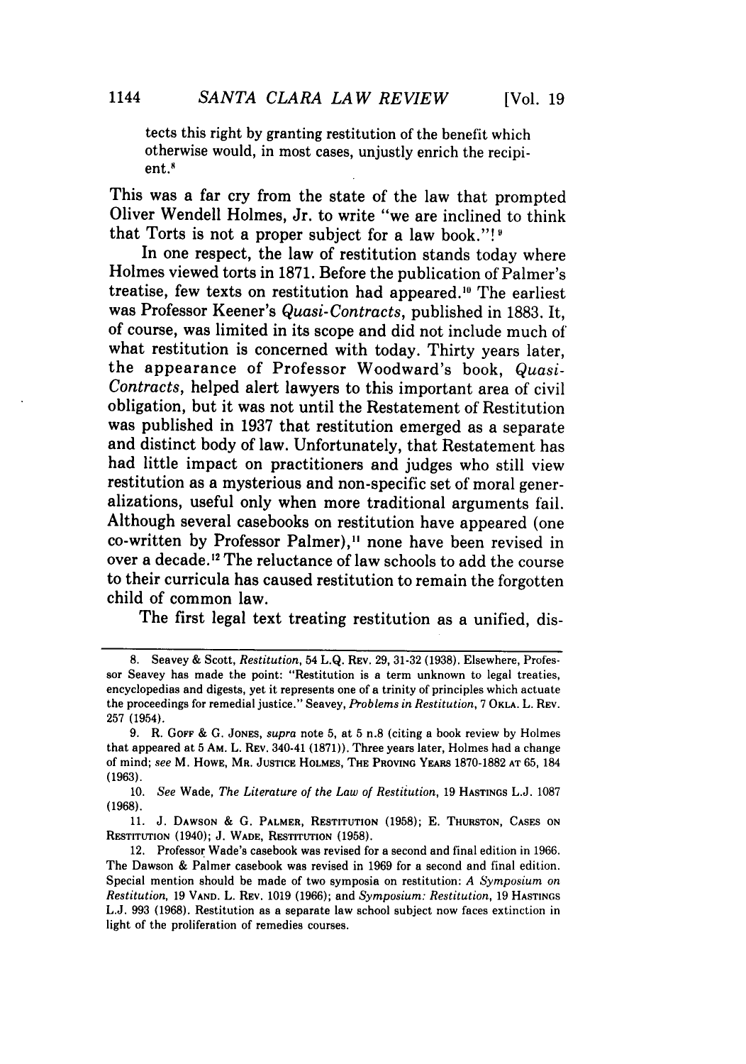tects this right by granting restitution of the benefit which otherwise would, in most cases, unjustly enrich the recipient.[8]

This was a far cry from the state of the law that prompted Oliver Wendell Holmes, Jr. to write "we are inclined to think that Torts is not a proper subject for a law book."![9]

In one respect, the law of restitution stands today where Holmes viewed torts in 1871. Before the publication of Palmer's treatise, few texts on restitution had appeared.[10] The earliest was Professor Keener's *Quasi-Contracts*, published in 1883. It, of course, was limited in its scope and did not include much of what restitution is concerned with today. Thirty years later, the appearance of Professor Woodward's book, *Quasi-Contracts*, helped alert lawyers to this important area of civil obligation, but it was not until the Restatement of Restitution was published in 1937 that restitution emerged as a separate and distinct body of law. Unfortunately, that Restatement has had little impact on practitioners and judges who still view restitution as a mysterious and non-specific set of moral generalizations, useful only when more traditional arguments fail. Although several casebooks on restitution have appeared (one co-written by Professor Palmer),[11] none have been revised in over a decade.[12] The reluctance of law schools to add the course to their curricula has caused restitution to remain the forgotten child of common law.

The first legal text treating restitution as a unified, dis-

---

8. Seavey & Scott, *Restitution*, 54 L.Q. Rev. 29, 31-32 (1938). Elsewhere, Professor Seavey has made the point: "Restitution is a term unknown to legal treaties, encyclopedias and digests, yet it represents one of a trinity of principles which actuate the proceedings for remedial justice." Seavey, *Problems in Restitution*, 7 Okla. L. Rev. 257 (1954).

9. R. Goff & G. Jones, *supra* note 5, at 5 n.8 (citing a book review by Holmes that appeared at 5 Am. L. Rev. 340-41 (1871)). Three years later, Holmes had a change of mind; *see* M. Howe, Mr. Justice Holmes, The Proving Years 1870-1882 at 65, 184 (1963).

10. *See* Wade, *The Literature of the Law of Restitution*, 19 Hastings L.J. 1087 (1968).

11. J. Dawson & G. Palmer, Restitution (1958); E. Thurston, Cases on Restitution (1940); J. Wade, Restitution (1958).

12. Professor Wade's casebook was revised for a second and final edition in 1966. The Dawson & Palmer casebook was revised in 1969 for a second and final edition. Special mention should be made of two symposia on restitution: *A Symposium on Restitution*, 19 Vand. L. Rev. 1019 (1966); and *Symposium: Restitution*, 19 Hastings L.J. 993 (1968). Restitution as a separate law school subject now faces extinction in light of the proliferation of remedies courses.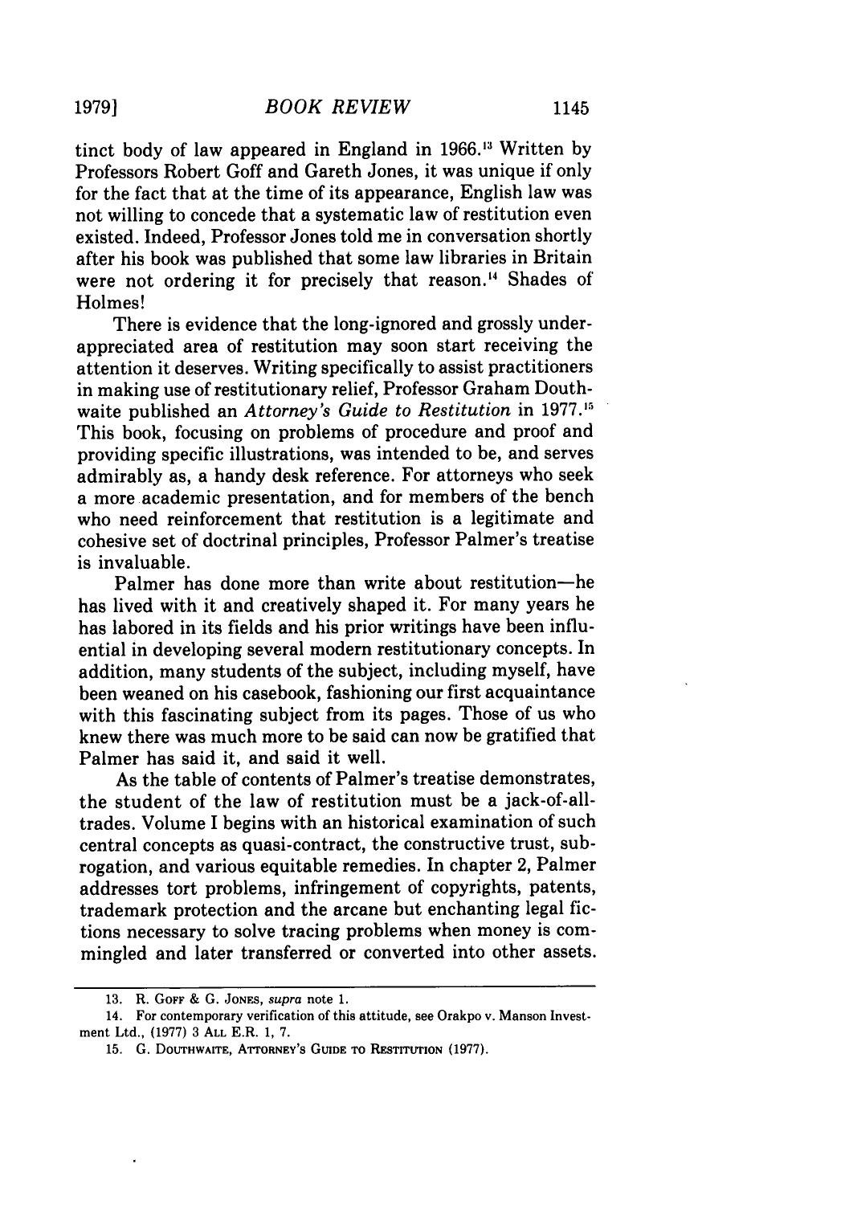tinct body of law appeared in England in 1966.[13] Written by Professors Robert Goff and Gareth Jones, it was unique if only for the fact that at the time of its appearance, English law was not willing to concede that a systematic law of restitution even existed. Indeed, Professor Jones told me in conversation shortly after his book was published that some law libraries in Britain were not ordering it for precisely that reason.[14] Shades of Holmes!

There is evidence that the long-ignored and grossly underappreciated area of restitution may soon start receiving the attention it deserves. Writing specifically to assist practitioners in making use of restitutionary relief, Professor Graham Douthwaite published an *Attorney's Guide to Restitution* in 1977.[15] This book, focusing on problems of procedure and proof and providing specific illustrations, was intended to be, and serves admirably as, a handy desk reference. For attorneys who seek a more academic presentation, and for members of the bench who need reinforcement that restitution is a legitimate and cohesive set of doctrinal principles, Professor Palmer's treatise is invaluable.

Palmer has done more than write about restitution—he has lived with it and creatively shaped it. For many years he has labored in its fields and his prior writings have been influential in developing several modern restitutionary concepts. In addition, many students of the subject, including myself, have been weaned on his casebook, fashioning our first acquaintance with this fascinating subject from its pages. Those of us who knew there was much more to be said can now be gratified that Palmer has said it, and said it well.

As the table of contents of Palmer's treatise demonstrates, the student of the law of restitution must be a jack-of-all-trades. Volume I begins with an historical examination of such central concepts as quasi-contract, the constructive trust, subrogation, and various equitable remedies. In chapter 2, Palmer addresses tort problems, infringement of copyrights, patents, trademark protection and the arcane but enchanting legal fictions necessary to solve tracing problems when money is commingled and later transferred or converted into other assets.

---

13. R. Goff & G. Jones, *supra* note 1.

14. For contemporary verification of this attitude, see Orakpo v. Manson Investment Ltd., (1977) 3 All E.R. 1, 7.

15. G. Douthwaite, Attorney's Guide to Restitution (1977).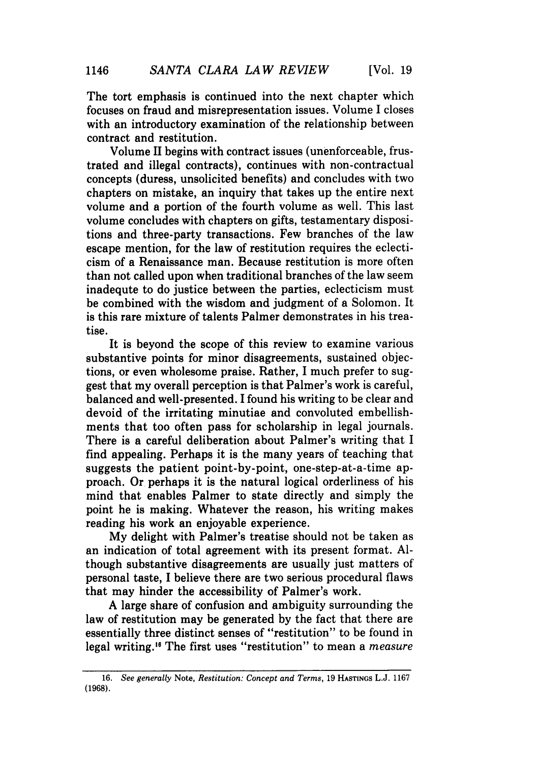The tort emphasis is continued into the next chapter which focuses on fraud and misrepresentation issues. Volume I closes with an introductory examination of the relationship between contract and restitution.

Volume II begins with contract issues (unenforceable, frustrated and illegal contracts), continues with non-contractual concepts (duress, unsolicited benefits) and concludes with two chapters on mistake, an inquiry that takes up the entire next volume and a portion of the fourth volume as well. This last volume concludes with chapters on gifts, testamentary dispositions and three-party transactions. Few branches of the law escape mention, for the law of restitution requires the eclecticism of a Renaissance man. Because restitution is more often than not called upon when traditional branches of the law seem inadequte to do justice between the parties, eclecticism must be combined with the wisdom and judgment of a Solomon. It is this rare mixture of talents Palmer demonstrates in his treatise.

It is beyond the scope of this review to examine various substantive points for minor disagreements, sustained objections, or even wholesome praise. Rather, I much prefer to suggest that my overall perception is that Palmer's work is careful, balanced and well-presented. I found his writing to be clear and devoid of the irritating minutiae and convoluted embellishments that too often pass for scholarship in legal journals. There is a careful deliberation about Palmer's writing that I find appealing. Perhaps it is the many years of teaching that suggests the patient point-by-point, one-step-at-a-time approach. Or perhaps it is the natural logical orderliness of his mind that enables Palmer to state directly and simply the point he is making. Whatever the reason, his writing makes reading his work an enjoyable experience.

My delight with Palmer's treatise should not be taken as an indication of total agreement with its present format. Although substantive disagreements are usually just matters of personal taste, I believe there are two serious procedural flaws that may hinder the accessibility of Palmer's work.

A large share of confusion and ambiguity surrounding the law of restitution may be generated by the fact that there are essentially three distinct senses of "restitution" to be found in legal writing.[16] The first uses "restitution" to mean a *measure*

---

16. *See generally* Note, *Restitution: Concept and Terms*, 19 HASTINGS L.J. 1167 (1968).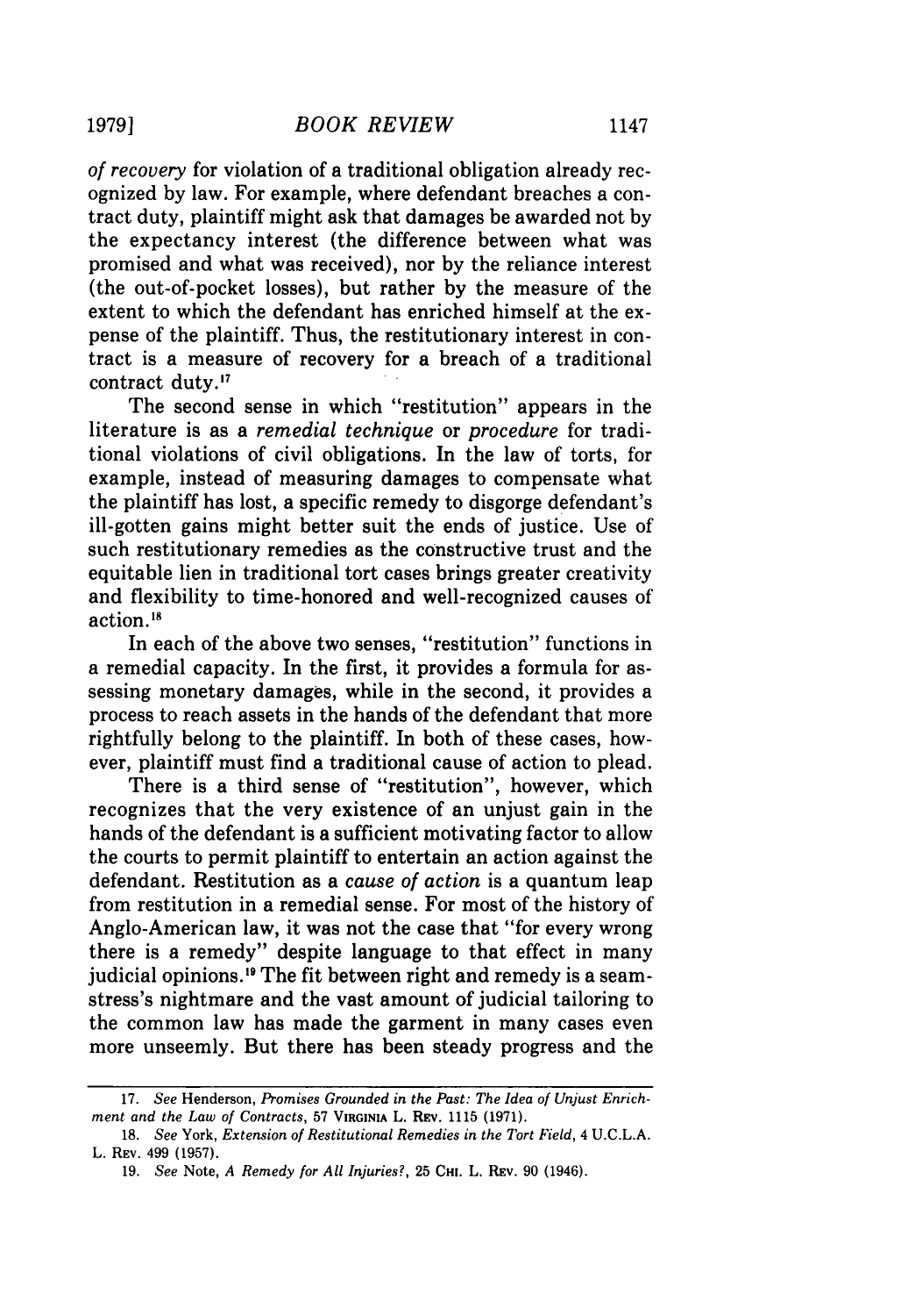*of recovery* for violation of a traditional obligation already recognized by law. For example, where defendant breaches a contract duty, plaintiff might ask that damages be awarded not by the expectancy interest (the difference between what was promised and what was received), nor by the reliance interest (the out-of-pocket losses), but rather by the measure of the extent to which the defendant has enriched himself at the expense of the plaintiff. Thus, the restitutionary interest in contract is a measure of recovery for a breach of a traditional contract duty.[17]

The second sense in which "restitution" appears in the literature is as a *remedial technique* or *procedure* for traditional violations of civil obligations. In the law of torts, for example, instead of measuring damages to compensate what the plaintiff has lost, a specific remedy to disgorge defendant's ill-gotten gains might better suit the ends of justice. Use of such restitutionary remedies as the constructive trust and the equitable lien in traditional tort cases brings greater creativity and flexibility to time-honored and well-recognized causes of action.[18]

In each of the above two senses, "restitution" functions in a remedial capacity. In the first, it provides a formula for assessing monetary damages, while in the second, it provides a process to reach assets in the hands of the defendant that more rightfully belong to the plaintiff. In both of these cases, however, plaintiff must find a traditional cause of action to plead.

There is a third sense of "restitution", however, which recognizes that the very existence of an unjust gain in the hands of the defendant is a sufficient motivating factor to allow the courts to permit plaintiff to entertain an action against the defendant. Restitution as a *cause of action* is a quantum leap from restitution in a remedial sense. For most of the history of Anglo-American law, it was not the case that "for every wrong there is a remedy" despite language to that effect in many judicial opinions.[19] The fit between right and remedy is a seamstress's nightmare and the vast amount of judicial tailoring to the common law has made the garment in many cases even more unseemly. But there has been steady progress and the

---

17. *See* Henderson, *Promises Grounded in the Past: The Idea of Unjust Enrichment and the Law of Contracts*, 57 VIRGINIA L. REV. 1115 (1971).

18. *See* York, *Extension of Restitutional Remedies in the Tort Field*, 4 U.C.L.A. L. REV. 499 (1957).

19. *See* Note, *A Remedy for All Injuries?*, 25 CHI. L. REV. 90 (1946).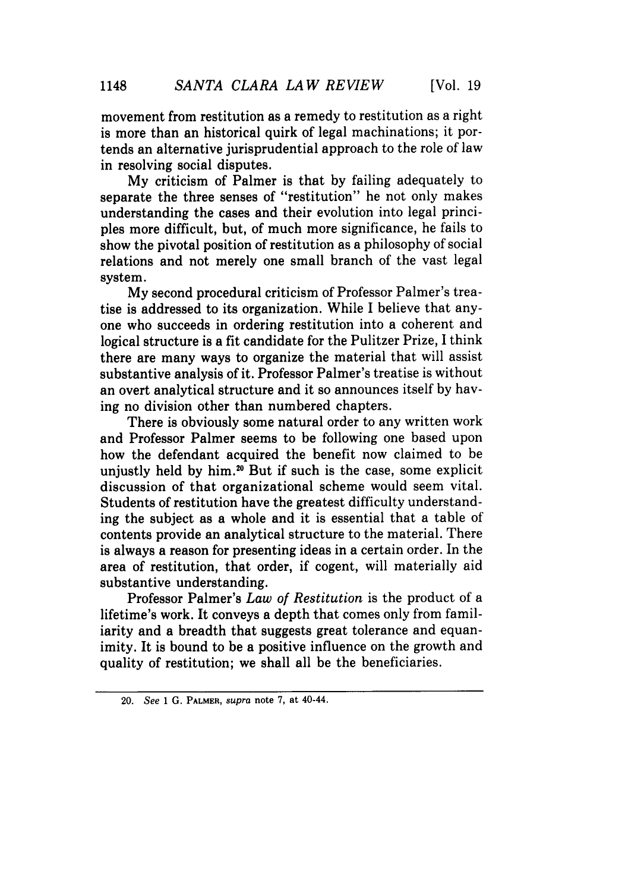movement from restitution as a remedy to restitution as a right is more than an historical quirk of legal machinations; it portends an alternative jurisprudential approach to the role of law in resolving social disputes.

My criticism of Palmer is that by failing adequately to separate the three senses of "restitution" he not only makes understanding the cases and their evolution into legal principles more difficult, but, of much more significance, he fails to show the pivotal position of restitution as a philosophy of social relations and not merely one small branch of the vast legal system.

My second procedural criticism of Professor Palmer's treatise is addressed to its organization. While I believe that anyone who succeeds in ordering restitution into a coherent and logical structure is a fit candidate for the Pulitzer Prize, I think there are many ways to organize the material that will assist substantive analysis of it. Professor Palmer's treatise is without an overt analytical structure and it so announces itself by having no division other than numbered chapters.

There is obviously some natural order to any written work and Professor Palmer seems to be following one based upon how the defendant acquired the benefit now claimed to be unjustly held by him.[20] But if such is the case, some explicit discussion of that organizational scheme would seem vital. Students of restitution have the greatest difficulty understanding the subject as a whole and it is essential that a table of contents provide an analytical structure to the material. There is always a reason for presenting ideas in a certain order. In the area of restitution, that order, if cogent, will materially aid substantive understanding.

Professor Palmer's *Law of Restitution* is the product of a lifetime's work. It conveys a depth that comes only from familiarity and a breadth that suggests great tolerance and equanimity. It is bound to be a positive influence on the growth and quality of restitution; we shall all be the beneficiaries.

---

20. *See* 1 G. PALMER, *supra* note 7, at 40-44.